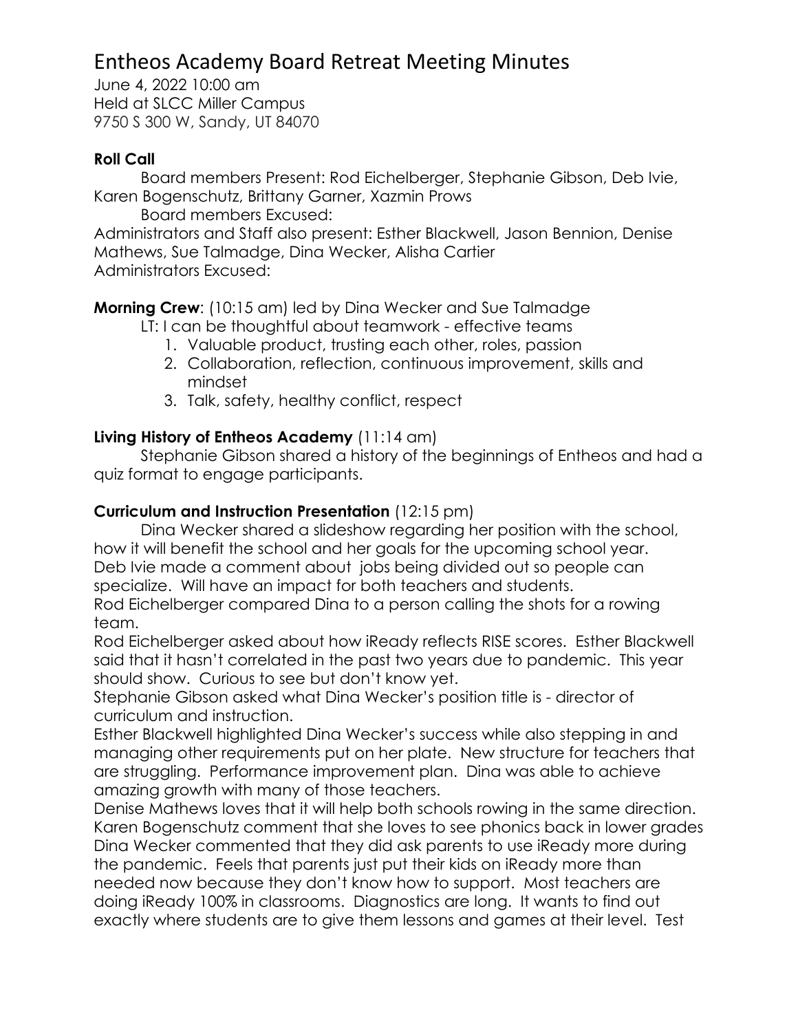# Entheos Academy Board Retreat Meeting Minutes

June 4, 2022 10:00 am
Held at SLCC Miller Campus
9750 S 300 W, Sandy, UT 84070

**Roll Call**

Board members Present: Rod Eichelberger, Stephanie Gibson, Deb Ivie, Karen Bogenschutz, Brittany Garner, Xazmin Prows

Board members Excused:

Administrators and Staff also present: Esther Blackwell, Jason Bennion, Denise Mathews, Sue Talmadge, Dina Wecker, Alisha Cartier

Administrators Excused:

**Morning Crew**: (10:15 am) led by Dina Wecker and Sue Talmadge

LT: I can be thoughtful about teamwork - effective teams

1. Valuable product, trusting each other, roles, passion
2. Collaboration, reflection, continuous improvement, skills and mindset
3. Talk, safety, healthy conflict, respect

**Living History of Entheos Academy** (11:14 am)

Stephanie Gibson shared a history of the beginnings of Entheos and had a quiz format to engage participants.

**Curriculum and Instruction Presentation** (12:15 pm)

Dina Wecker shared a slideshow regarding her position with the school, how it will benefit the school and her goals for the upcoming school year.
Deb Ivie made a comment about jobs being divided out so people can specialize. Will have an impact for both teachers and students.
Rod Eichelberger compared Dina to a person calling the shots for a rowing team.
Rod Eichelberger asked about how iReady reflects RISE scores. Esther Blackwell said that it hasn't correlated in the past two years due to pandemic. This year should show. Curious to see but don't know yet.
Stephanie Gibson asked what Dina Wecker's position title is - director of curriculum and instruction.
Esther Blackwell highlighted Dina Wecker's success while also stepping in and managing other requirements put on her plate. New structure for teachers that are struggling. Performance improvement plan. Dina was able to achieve amazing growth with many of those teachers.
Denise Mathews loves that it will help both schools rowing in the same direction.
Karen Bogenschutz comment that she loves to see phonics back in lower grades
Dina Wecker commented that they did ask parents to use iReady more during the pandemic. Feels that parents just put their kids on iReady more than needed now because they don't know how to support. Most teachers are doing iReady 100% in classrooms. Diagnostics are long. It wants to find out exactly where students are to give them lessons and games at their level. Test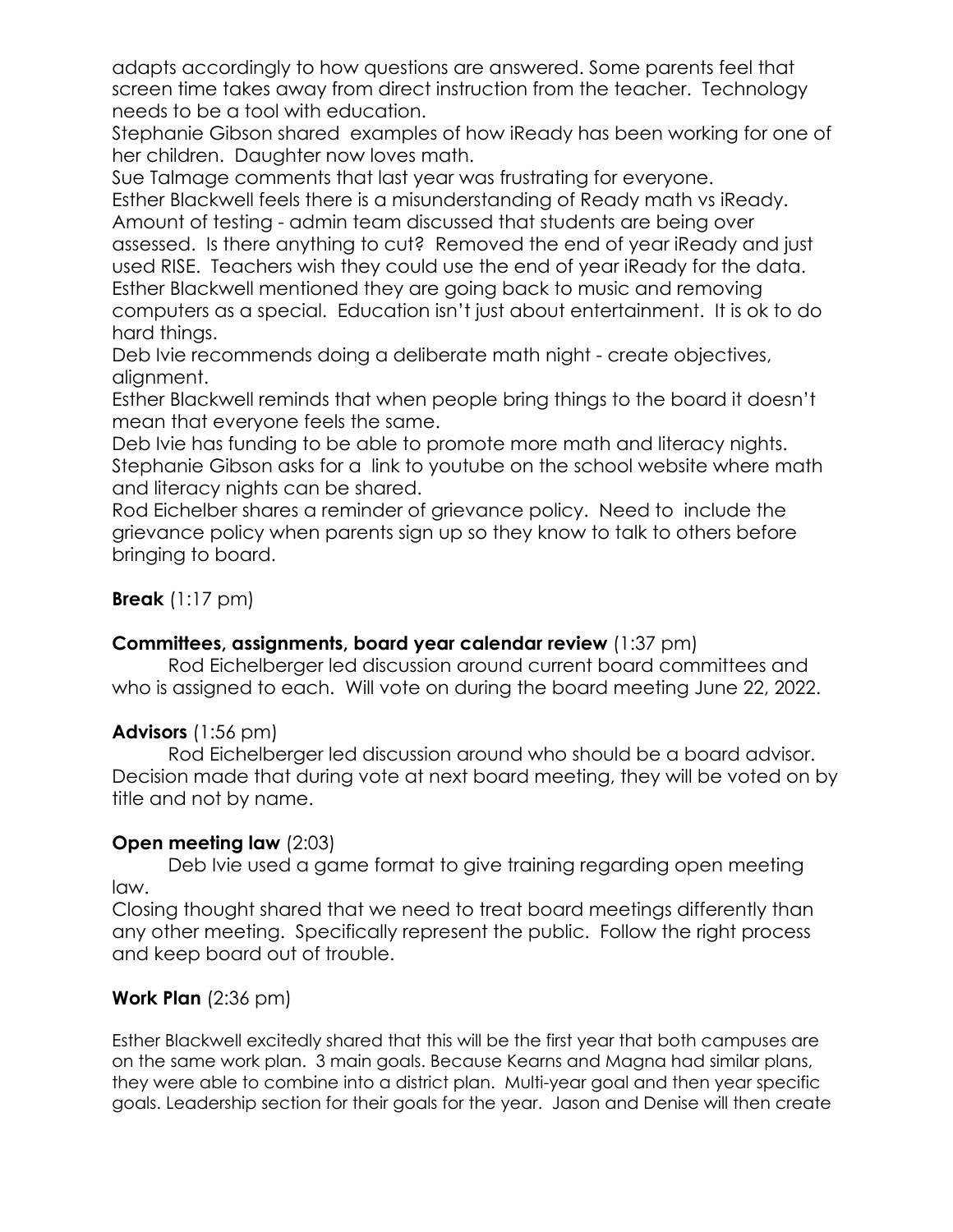adapts accordingly to how questions are answered. Some parents feel that screen time takes away from direct instruction from the teacher. Technology needs to be a tool with education.

Stephanie Gibson shared examples of how iReady has been working for one of her children. Daughter now loves math.

Sue Talmage comments that last year was frustrating for everyone.

Esther Blackwell feels there is a misunderstanding of Ready math vs iReady.

Amount of testing - admin team discussed that students are being over assessed. Is there anything to cut? Removed the end of year iReady and just used RISE. Teachers wish they could use the end of year iReady for the data.

Esther Blackwell mentioned they are going back to music and removing computers as a special. Education isn't just about entertainment. It is ok to do hard things.

Deb Ivie recommends doing a deliberate math night - create objectives, alignment.

Esther Blackwell reminds that when people bring things to the board it doesn't mean that everyone feels the same.

Deb Ivie has funding to be able to promote more math and literacy nights.

Stephanie Gibson asks for a link to youtube on the school website where math and literacy nights can be shared.

Rod Eichelber shares a reminder of grievance policy. Need to include the grievance policy when parents sign up so they know to talk to others before bringing to board.

**Break** (1:17 pm)

**Committees, assignments, board year calendar review** (1:37 pm)

Rod Eichelberger led discussion around current board committees and who is assigned to each. Will vote on during the board meeting June 22, 2022.

**Advisors** (1:56 pm)

Rod Eichelberger led discussion around who should be a board advisor. Decision made that during vote at next board meeting, they will be voted on by title and not by name.

**Open meeting law** (2:03)

Deb Ivie used a game format to give training regarding open meeting law.

Closing thought shared that we need to treat board meetings differently than any other meeting. Specifically represent the public. Follow the right process and keep board out of trouble.

**Work Plan** (2:36 pm)

Esther Blackwell excitedly shared that this will be the first year that both campuses are on the same work plan. 3 main goals. Because Kearns and Magna had similar plans, they were able to combine into a district plan. Multi-year goal and then year specific goals. Leadership section for their goals for the year. Jason and Denise will then create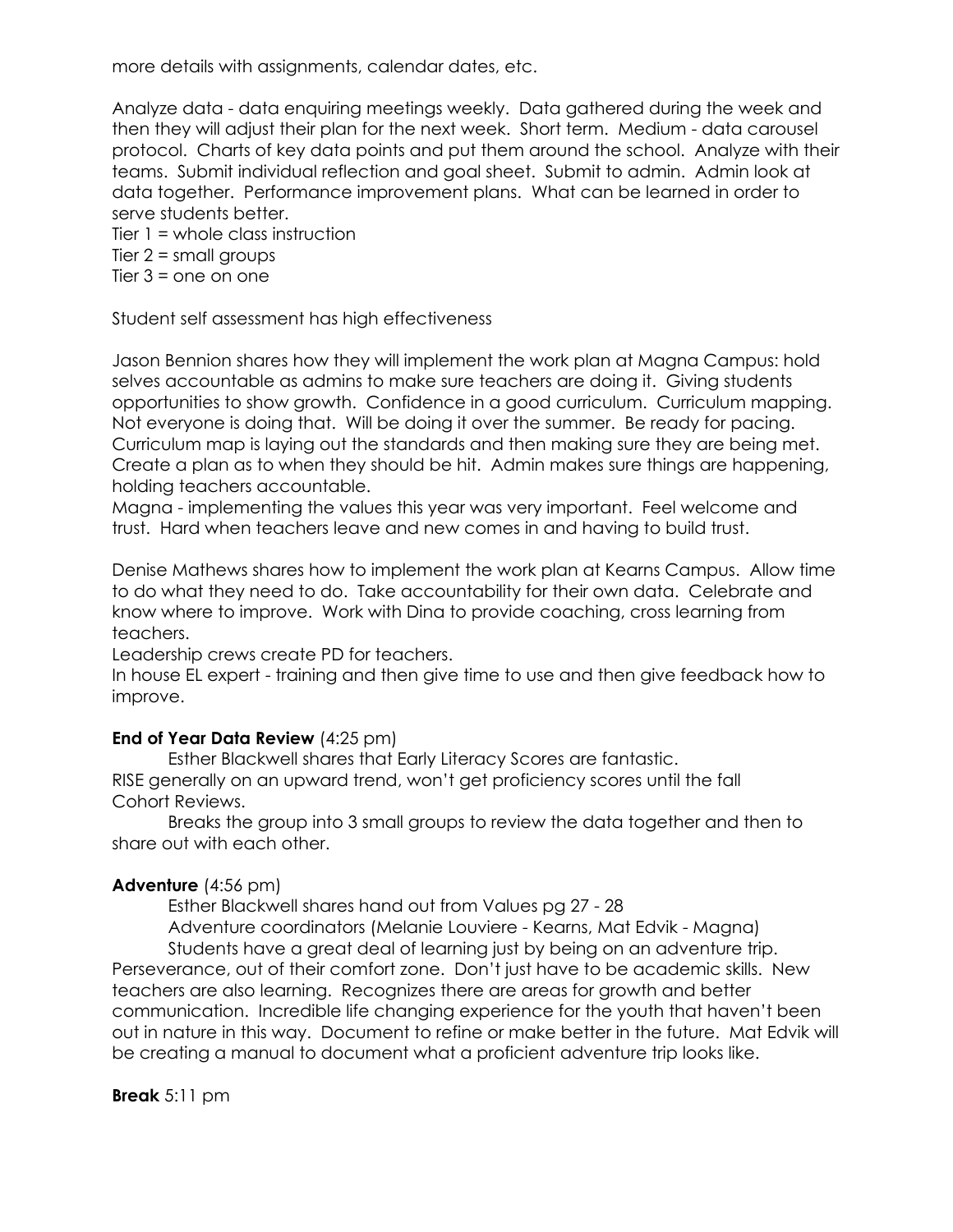more details with assignments, calendar dates, etc.

Analyze data - data enquiring meetings weekly. Data gathered during the week and then they will adjust their plan for the next week. Short term. Medium - data carousel protocol. Charts of key data points and put them around the school. Analyze with their teams. Submit individual reflection and goal sheet. Submit to admin. Admin look at data together. Performance improvement plans. What can be learned in order to serve students better.

Tier 1 = whole class instruction
Tier 2 = small groups
Tier 3 = one on one

Student self assessment has high effectiveness

Jason Bennion shares how they will implement the work plan at Magna Campus: hold selves accountable as admins to make sure teachers are doing it. Giving students opportunities to show growth. Confidence in a good curriculum. Curriculum mapping. Not everyone is doing that. Will be doing it over the summer. Be ready for pacing. Curriculum map is laying out the standards and then making sure they are being met. Create a plan as to when they should be hit. Admin makes sure things are happening, holding teachers accountable.

Magna - implementing the values this year was very important. Feel welcome and trust. Hard when teachers leave and new comes in and having to build trust.

Denise Mathews shares how to implement the work plan at Kearns Campus. Allow time to do what they need to do. Take accountability for their own data. Celebrate and know where to improve. Work with Dina to provide coaching, cross learning from teachers.

Leadership crews create PD for teachers.

In house EL expert - training and then give time to use and then give feedback how to improve.

**End of Year Data Review** (4:25 pm)

Esther Blackwell shares that Early Literacy Scores are fantastic.
RISE generally on an upward trend, won't get proficiency scores until the fall
Cohort Reviews.

Breaks the group into 3 small groups to review the data together and then to share out with each other.

**Adventure** (4:56 pm)

Esther Blackwell shares hand out from Values pg 27 - 28

Adventure coordinators (Melanie Louviere - Kearns, Mat Edvik - Magna)

Students have a great deal of learning just by being on an adventure trip. Perseverance, out of their comfort zone. Don't just have to be academic skills. New teachers are also learning. Recognizes there are areas for growth and better communication. Incredible life changing experience for the youth that haven't been out in nature in this way. Document to refine or make better in the future. Mat Edvik will be creating a manual to document what a proficient adventure trip looks like.

**Break** 5:11 pm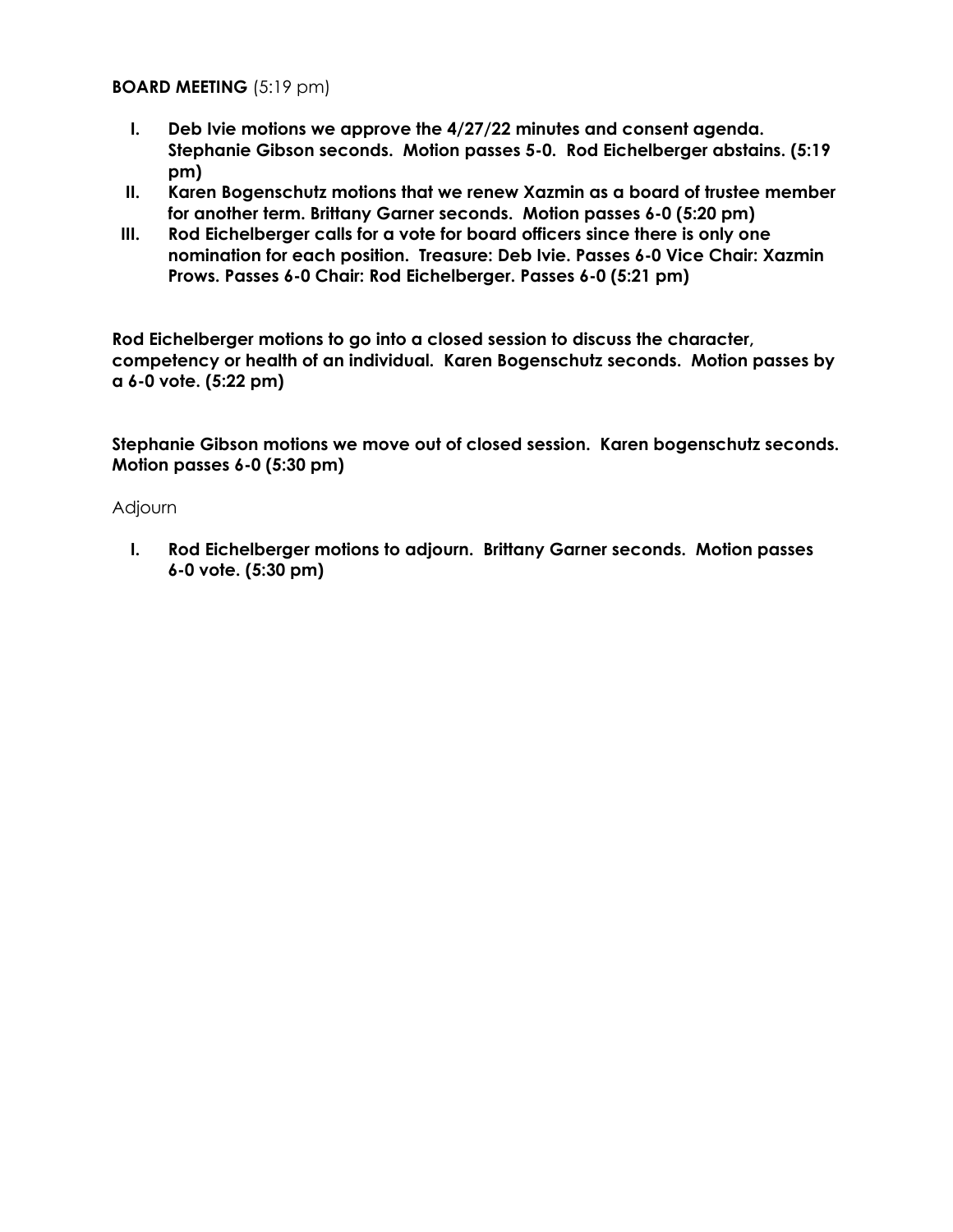**BOARD MEETING** (5:19 pm)

I. **Deb Ivie motions we approve the 4/27/22 minutes and consent agenda. Stephanie Gibson seconds. Motion passes 5-0. Rod Eichelberger abstains. (5:19 pm)**
II. **Karen Bogenschutz motions that we renew Xazmin as a board of trustee member for another term. Brittany Garner seconds. Motion passes 6-0 (5:20 pm)**
III. **Rod Eichelberger calls for a vote for board officers since there is only one nomination for each position. Treasure: Deb Ivie. Passes 6-0 Vice Chair: Xazmin Prows. Passes 6-0 Chair: Rod Eichelberger. Passes 6-0 (5:21 pm)**

**Rod Eichelberger motions to go into a closed session to discuss the character, competency or health of an individual. Karen Bogenschutz seconds. Motion passes by a 6-0 vote. (5:22 pm)**

**Stephanie Gibson motions we move out of closed session. Karen bogenschutz seconds. Motion passes 6-0 (5:30 pm)**

Adjourn

I. **Rod Eichelberger motions to adjourn. Brittany Garner seconds. Motion passes 6-0 vote. (5:30 pm)**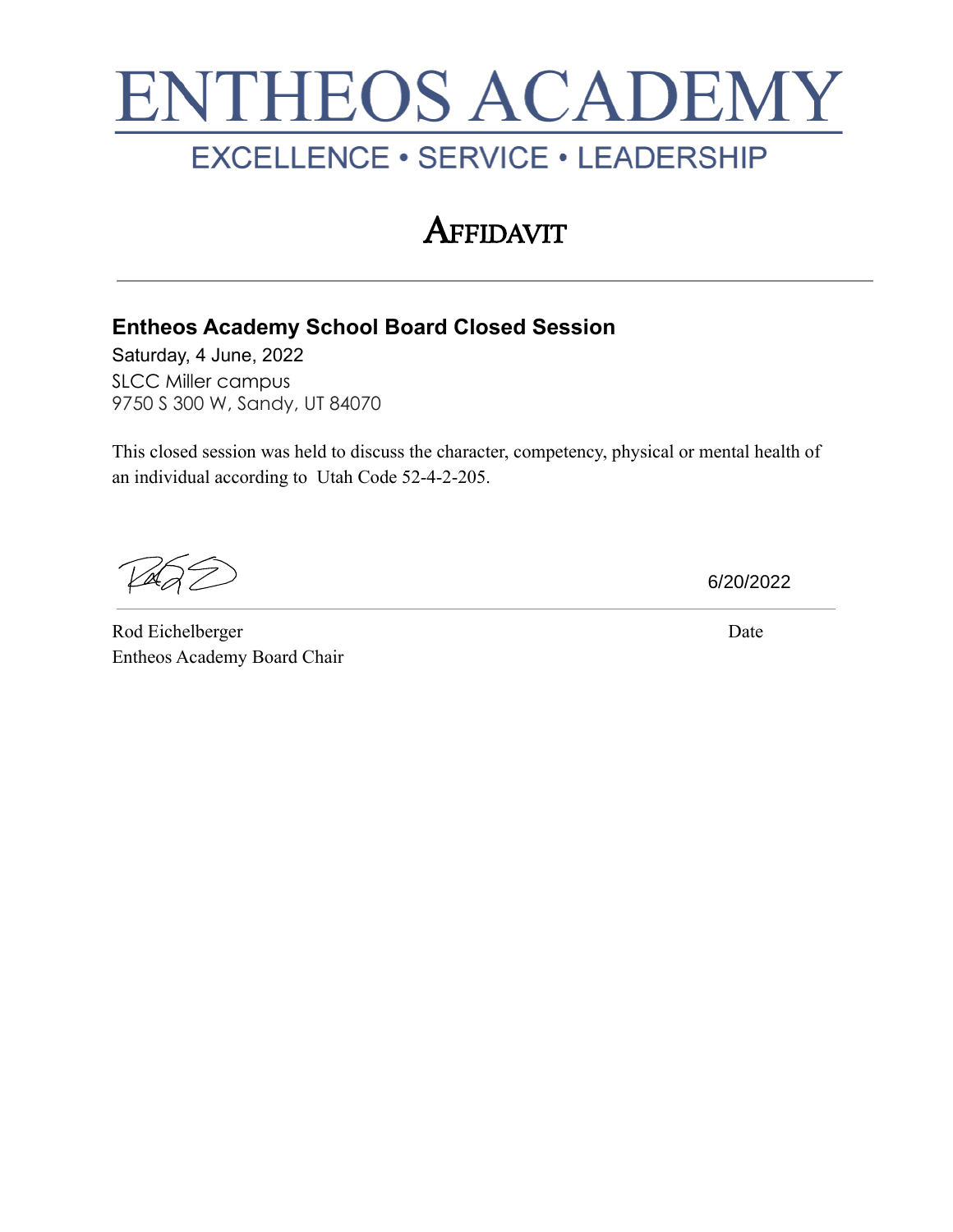# ENTHEOS ACADEMY

EXCELLENCE • SERVICE • LEADERSHIP

## AFFIDAVIT

---

### Entheos Academy School Board Closed Session

Saturday, 4 June, 2022

SLCC Miller campus

9750 S 300 W, Sandy, UT 84070

This closed session was held to discuss the character, competency, physical or mental health of an individual according to Utah Code 52-4-2-205.

6/20/2022

---

Rod Eichelberger
Entheos Academy Board Chair

Date